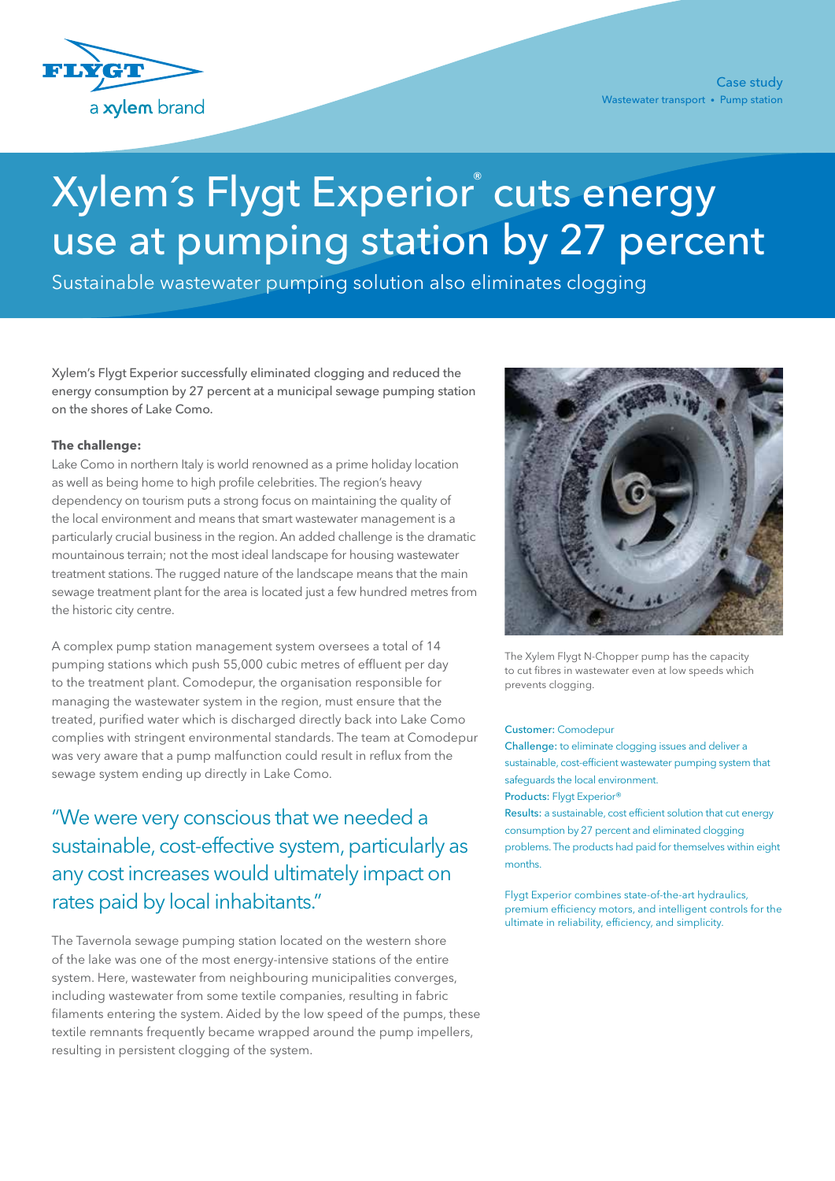Case study
Wastewater transport • Pump station

# Xylem´s Flygt Experior® cuts energy use at pumping station by 27 percent

## Sustainable wastewater pumping solution also eliminates clogging

Xylem's Flygt Experior successfully eliminated clogging and reduced the energy consumption by 27 percent at a municipal sewage pumping station on the shores of Lake Como.

**The challenge:**

Lake Como in northern Italy is world renowned as a prime holiday location as well as being home to high profile celebrities. The region's heavy dependency on tourism puts a strong focus on maintaining the quality of the local environment and means that smart wastewater management is a particularly crucial business in the region. An added challenge is the dramatic mountainous terrain; not the most ideal landscape for housing wastewater treatment stations. The rugged nature of the landscape means that the main sewage treatment plant for the area is located just a few hundred metres from the historic city centre.

A complex pump station management system oversees a total of 14 pumping stations which push 55,000 cubic metres of effluent per day to the treatment plant. Comodepur, the organisation responsible for managing the wastewater system in the region, must ensure that the treated, purified water which is discharged directly back into Lake Como complies with stringent environmental standards. The team at Comodepur was very aware that a pump malfunction could result in reflux from the sewage system ending up directly in Lake Como.

> "We were very conscious that we needed a sustainable, cost-effective system, particularly as any cost increases would ultimately impact on rates paid by local inhabitants."

The Tavernola sewage pumping station located on the western shore of the lake was one of the most energy-intensive stations of the entire system. Here, wastewater from neighbouring municipalities converges, including wastewater from some textile companies, resulting in fabric filaments entering the system. Aided by the low speed of the pumps, these textile remnants frequently became wrapped around the pump impellers, resulting in persistent clogging of the system.

The Xylem Flygt N-Chopper pump has the capacity to cut fibres in wastewater even at low speeds which prevents clogging.

**Customer:** Comodepur
**Challenge:** to eliminate clogging issues and deliver a sustainable, cost-efficient wastewater pumping system that safeguards the local environment.
**Products:** Flygt Experior®
**Results:** a sustainable, cost efficient solution that cut energy consumption by 27 percent and eliminated clogging problems. The products had paid for themselves within eight months.

Flygt Experior combines state-of-the-art hydraulics, premium efficiency motors, and intelligent controls for the ultimate in reliability, efficiency, and simplicity.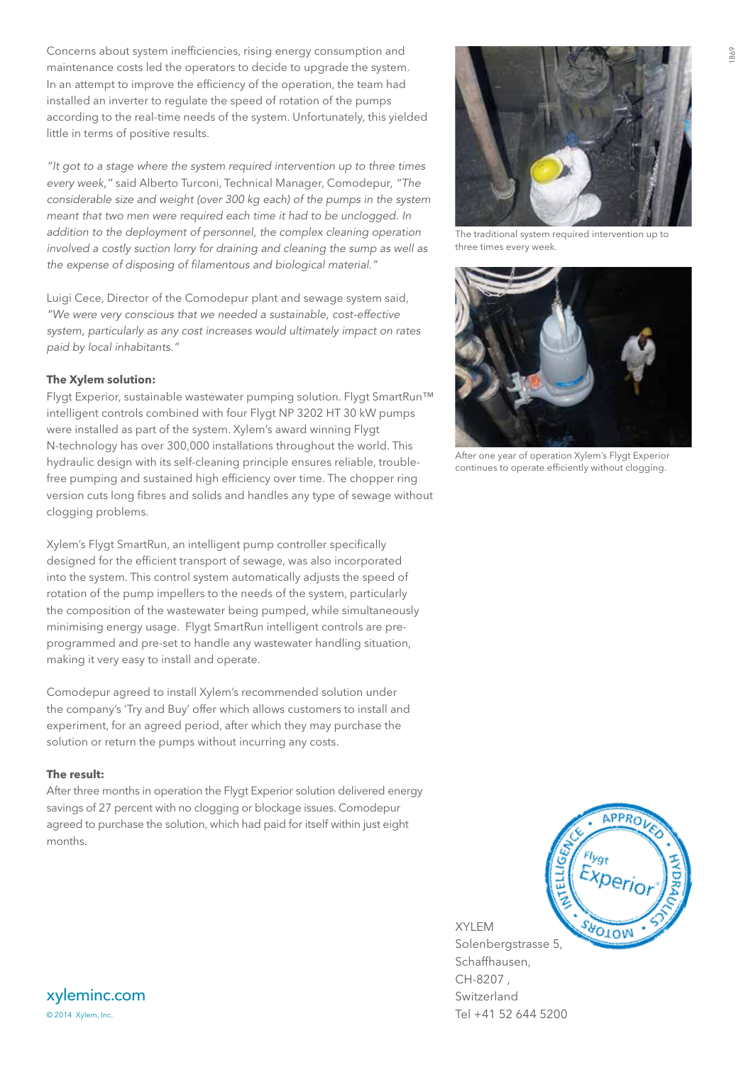Concerns about system inefficiencies, rising energy consumption and maintenance costs led the operators to decide to upgrade the system. In an attempt to improve the efficiency of the operation, the team had installed an inverter to regulate the speed of rotation of the pumps according to the real-time needs of the system. Unfortunately, this yielded little in terms of positive results.

*"It got to a stage where the system required intervention up to three times every week,"* said Alberto Turconi, Technical Manager, Comodepur, *"The considerable size and weight (over 300 kg each) of the pumps in the system meant that two men were required each time it had to be unclogged. In addition to the deployment of personnel, the complex cleaning operation involved a costly suction lorry for draining and cleaning the sump as well as the expense of disposing of filamentous and biological material."*

Luigi Cece, Director of the Comodepur plant and sewage system said, *"We were very conscious that we needed a sustainable, cost-effective system, particularly as any cost increases would ultimately impact on rates paid by local inhabitants."*

**The Xylem solution:**

Flygt Experior, sustainable wastewater pumping solution. Flygt SmartRun™ intelligent controls combined with four Flygt NP 3202 HT 30 kW pumps were installed as part of the system. Xylem's award winning Flygt N-technology has over 300,000 installations throughout the world. This hydraulic design with its self-cleaning principle ensures reliable, trouble-free pumping and sustained high efficiency over time. The chopper ring version cuts long fibres and solids and handles any type of sewage without clogging problems.

Xylem's Flygt SmartRun, an intelligent pump controller specifically designed for the efficient transport of sewage, was also incorporated into the system. This control system automatically adjusts the speed of rotation of the pump impellers to the needs of the system, particularly the composition of the wastewater being pumped, while simultaneously minimising energy usage. Flygt SmartRun intelligent controls are pre-programmed and pre-set to handle any wastewater handling situation, making it very easy to install and operate.

Comodepur agreed to install Xylem's recommended solution under the company's 'Try and Buy' offer which allows customers to install and experiment, for an agreed period, after which they may purchase the solution or return the pumps without incurring any costs.

**The result:**

After three months in operation the Flygt Experior solution delivered energy savings of 27 percent with no clogging or blockage issues. Comodepur agreed to purchase the solution, which had paid for itself within just eight months.

The traditional system required intervention up to three times every week.

After one year of operation Xylem's Flygt Experior continues to operate efficiently without clogging.

XYLEM
Solenbergstrasse 5,
Schaffhausen,
CH-8207 ,
Switzerland
Tel +41 52 644 5200

xyleminc.com

© 2014 Xylem, Inc.